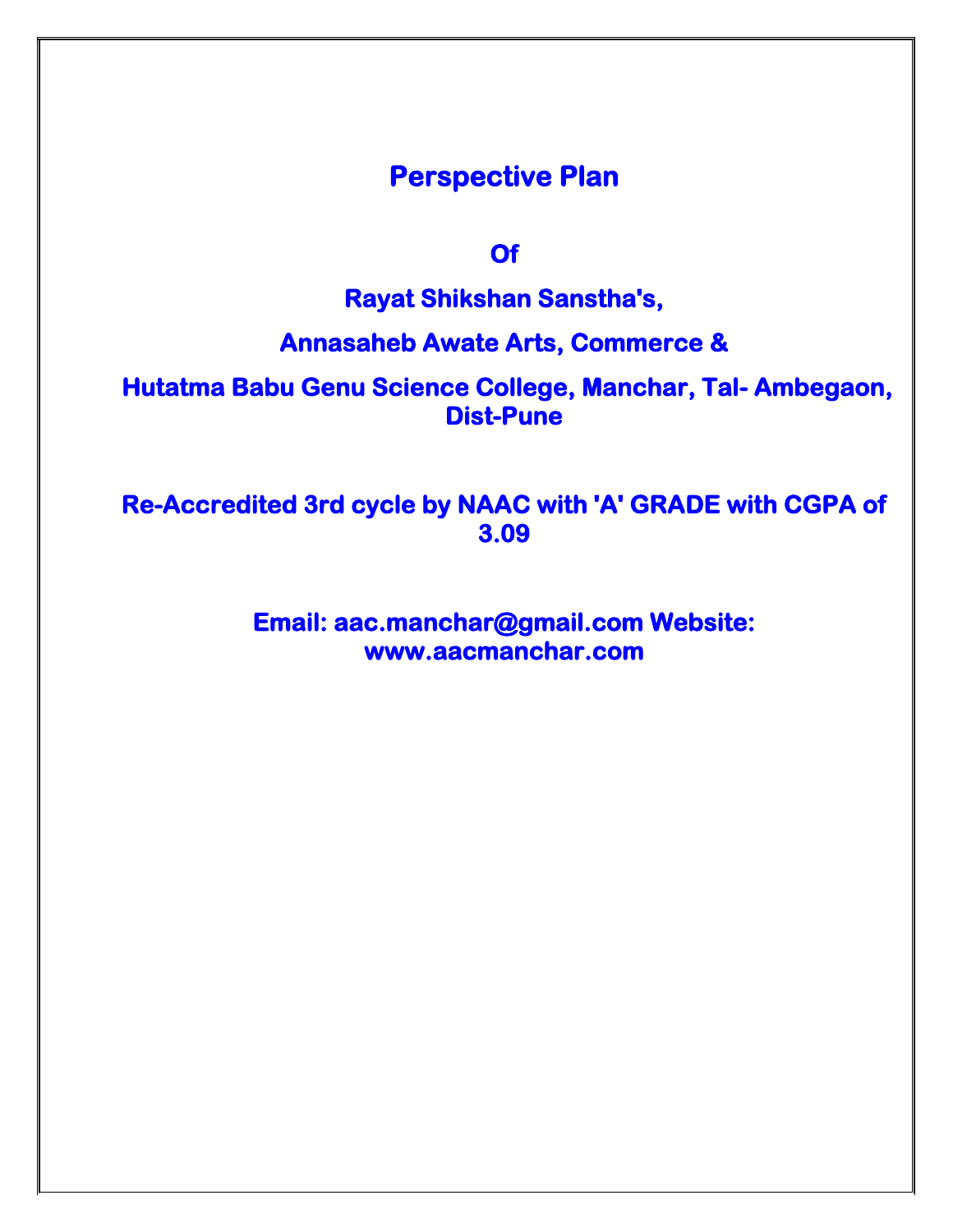# Perspective Plan

**Of**

**Rayat Shikshan Sanstha's,**

**Annasaheb Awate Arts, Commerce &**

**Hutatma Babu Genu Science College, Manchar, Tal- Ambegaon, Dist-Pune**

**Re-Accredited 3rd cycle by NAAC with 'A' GRADE with CGPA of 3.09**

**Email: aac.manchar@gmail.com Website: www.aacmanchar.com**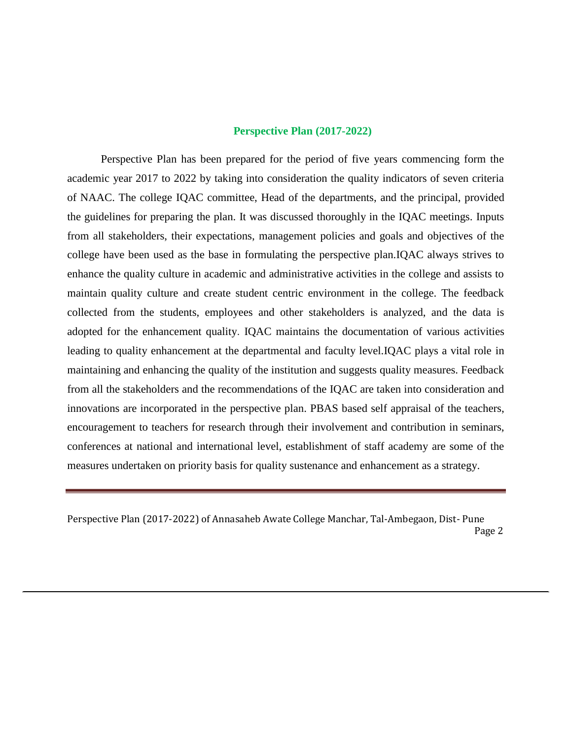## Perspective Plan (2017-2022)

Perspective Plan has been prepared for the period of five years commencing form the academic year 2017 to 2022 by taking into consideration the quality indicators of seven criteria of NAAC. The college IQAC committee, Head of the departments, and the principal, provided the guidelines for preparing the plan. It was discussed thoroughly in the IQAC meetings. Inputs from all stakeholders, their expectations, management policies and goals and objectives of the college have been used as the base in formulating the perspective plan.IQAC always strives to enhance the quality culture in academic and administrative activities in the college and assists to maintain quality culture and create student centric environment in the college. The feedback collected from the students, employees and other stakeholders is analyzed, and the data is adopted for the enhancement quality. IQAC maintains the documentation of various activities leading to quality enhancement at the departmental and faculty level.IQAC plays a vital role in maintaining and enhancing the quality of the institution and suggests quality measures. Feedback from all the stakeholders and the recommendations of the IQAC are taken into consideration and innovations are incorporated in the perspective plan. PBAS based self appraisal of the teachers, encouragement to teachers for research through their involvement and contribution in seminars, conferences at national and international level, establishment of staff academy are some of the measures undertaken on priority basis for quality sustenance and enhancement as a strategy.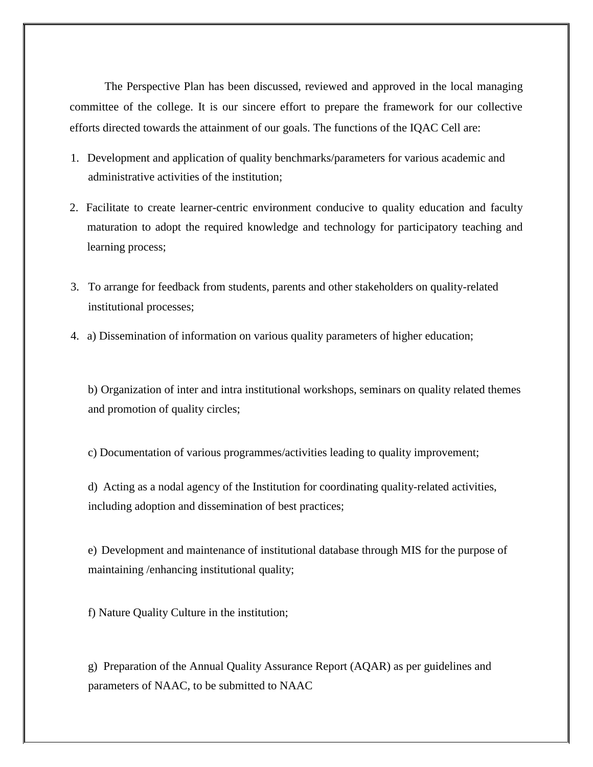The Perspective Plan has been discussed, reviewed and approved in the local managing committee of the college. It is our sincere effort to prepare the framework for our collective efforts directed towards the attainment of our goals. The functions of the IQAC Cell are:

1. Development and application of quality benchmarks/parameters for various academic and administrative activities of the institution;
2. Facilitate to create learner-centric environment conducive to quality education and faculty maturation to adopt the required knowledge and technology for participatory teaching and learning process;
3. To arrange for feedback from students, parents and other stakeholders on quality-related institutional processes;
4. a) Dissemination of information on various quality parameters of higher education;

   b) Organization of inter and intra institutional workshops, seminars on quality related themes and promotion of quality circles;

   c) Documentation of various programmes/activities leading to quality improvement;

   d) Acting as a nodal agency of the Institution for coordinating quality-related activities, including adoption and dissemination of best practices;

   e) Development and maintenance of institutional database through MIS for the purpose of maintaining /enhancing institutional quality;

   f) Nature Quality Culture in the institution;

   g) Preparation of the Annual Quality Assurance Report (AQAR) as per guidelines and parameters of NAAC, to be submitted to NAAC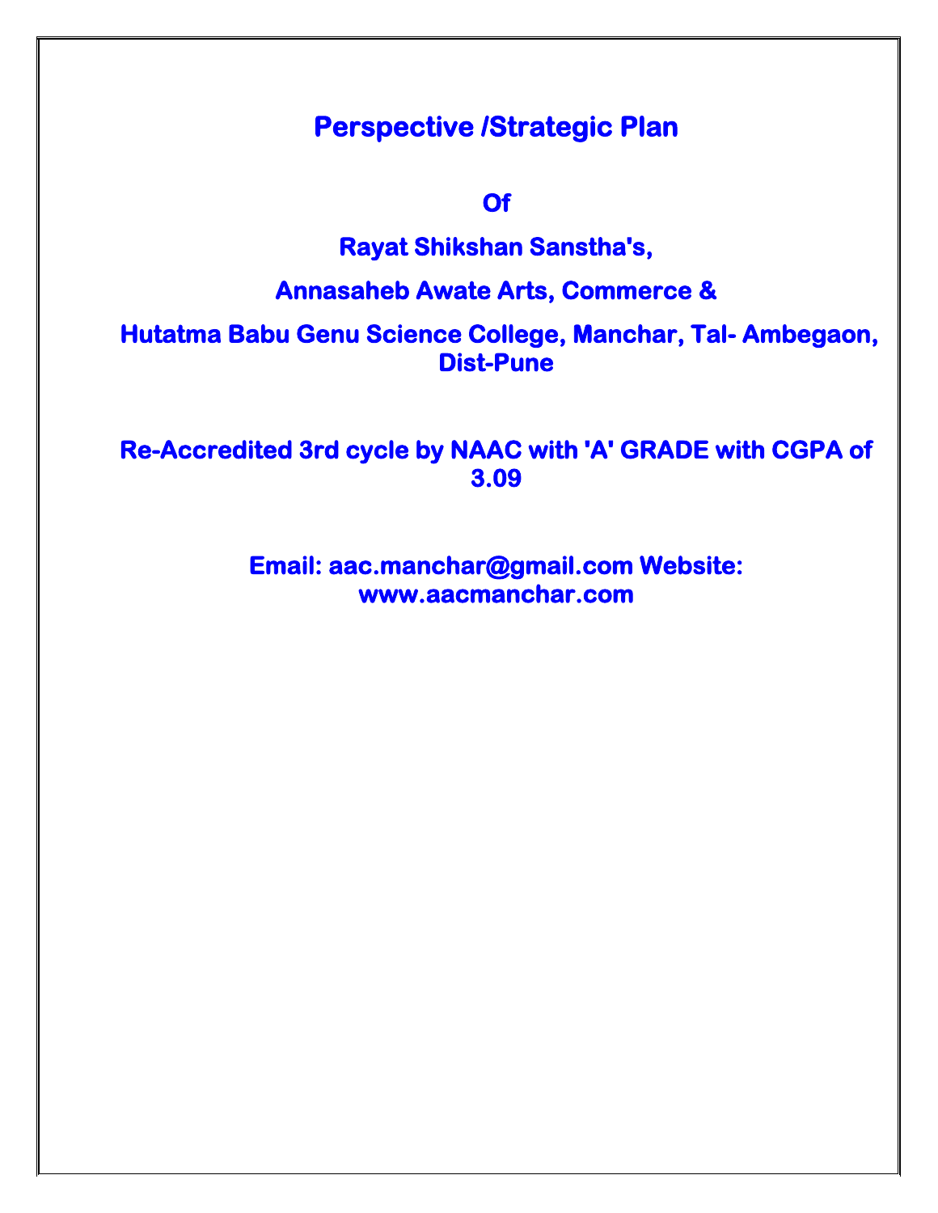# Perspective /Strategic Plan

**Of**

**Rayat Shikshan Sanstha's,**

**Annasaheb Awate Arts, Commerce &**

**Hutatma Babu Genu Science College, Manchar, Tal- Ambegaon, Dist-Pune**

**Re-Accredited 3rd cycle by NAAC with 'A' GRADE with CGPA of 3.09**

**Email: aac.manchar@gmail.com Website: www.aacmanchar.com**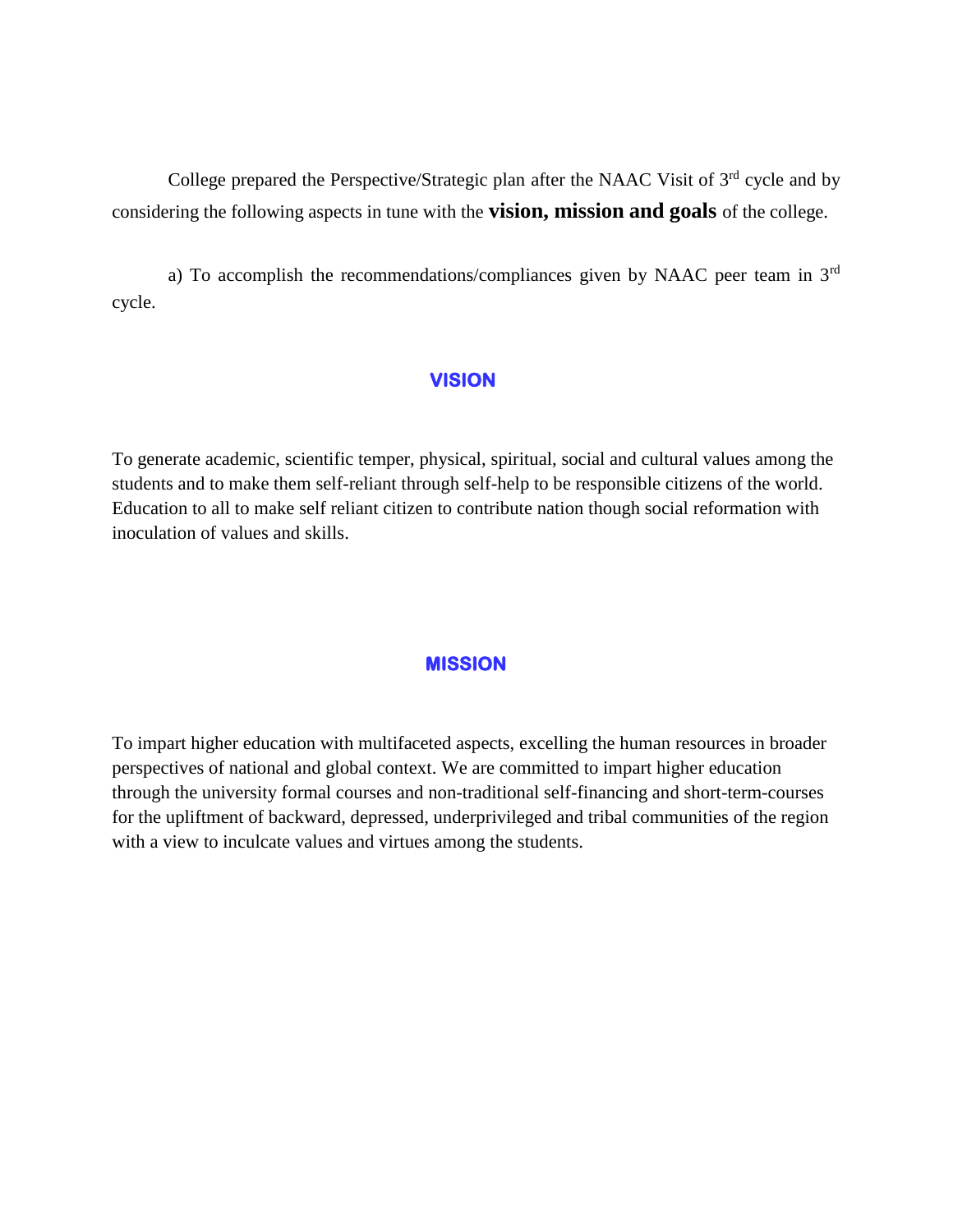College prepared the Perspective/Strategic plan after the NAAC Visit of 3rd cycle and by considering the following aspects in tune with the **vision, mission and goals** of the college.

a) To accomplish the recommendations/compliances given by NAAC peer team in 3rd cycle.

## VISION

To generate academic, scientific temper, physical, spiritual, social and cultural values among the students and to make them self-reliant through self-help to be responsible citizens of the world. Education to all to make self reliant citizen to contribute nation though social reformation with inoculation of values and skills.

## MISSION

To impart higher education with multifaceted aspects, excelling the human resources in broader perspectives of national and global context. We are committed to impart higher education through the university formal courses and non-traditional self-financing and short-term-courses for the upliftment of backward, depressed, underprivileged and tribal communities of the region with a view to inculcate values and virtues among the students.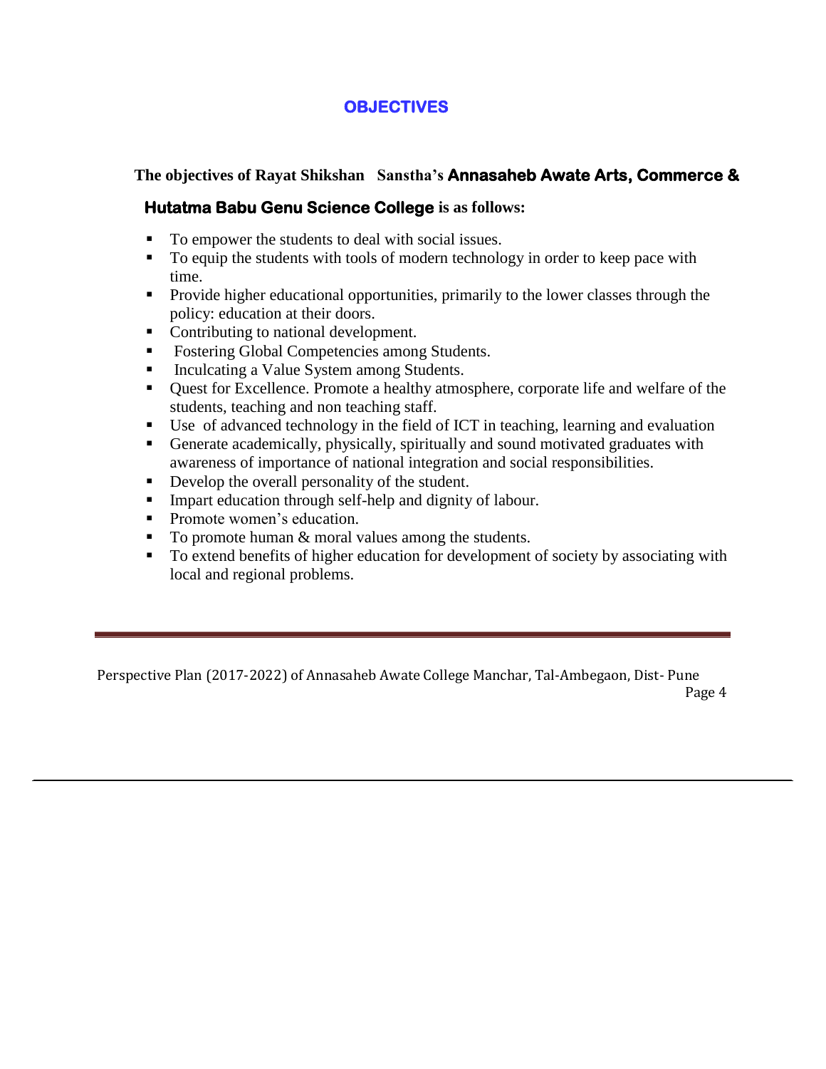# OBJECTIVES

**The objectives of Rayat Shikshan Sanstha's Annasaheb Awate Arts, Commerce & Hutatma Babu Genu Science College is as follows:**

- To empower the students to deal with social issues.
- To equip the students with tools of modern technology in order to keep pace with time.
- Provide higher educational opportunities, primarily to the lower classes through the policy: education at their doors.
- Contributing to national development.
- Fostering Global Competencies among Students.
- Inculcating a Value System among Students.
- Quest for Excellence. Promote a healthy atmosphere, corporate life and welfare of the students, teaching and non teaching staff.
- Use of advanced technology in the field of ICT in teaching, learning and evaluation
- Generate academically, physically, spiritually and sound motivated graduates with awareness of importance of national integration and social responsibilities.
- Develop the overall personality of the student.
- Impart education through self-help and dignity of labour.
- Promote women's education.
- To promote human & moral values among the students.
- To extend benefits of higher education for development of society by associating with local and regional problems.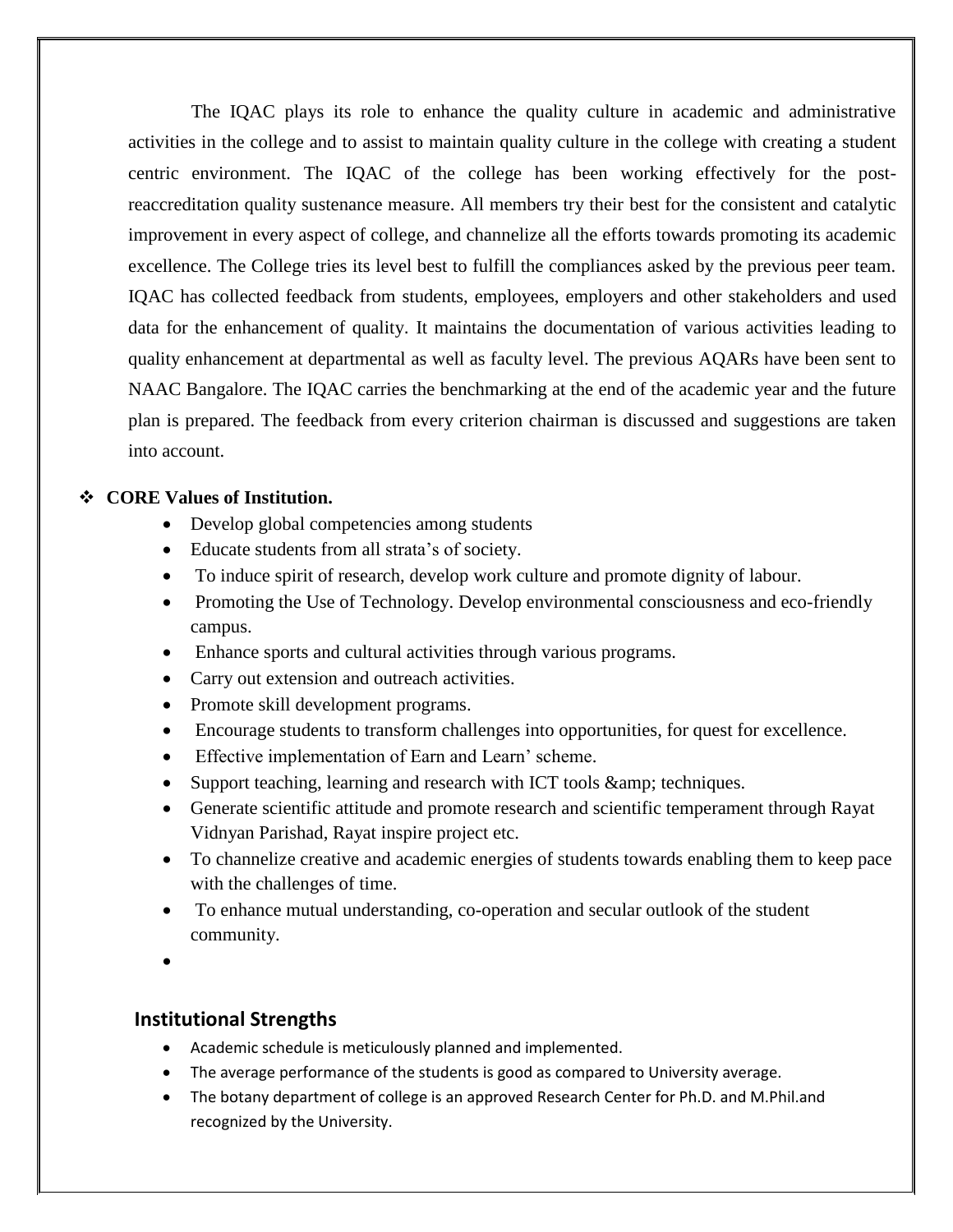The IQAC plays its role to enhance the quality culture in academic and administrative activities in the college and to assist to maintain quality culture in the college with creating a student centric environment. The IQAC of the college has been working effectively for the post-reaccreditation quality sustenance measure. All members try their best for the consistent and catalytic improvement in every aspect of college, and channelize all the efforts towards promoting its academic excellence. The College tries its level best to fulfill the compliances asked by the previous peer team. IQAC has collected feedback from students, employees, employers and other stakeholders and used data for the enhancement of quality. It maintains the documentation of various activities leading to quality enhancement at departmental as well as faculty level. The previous AQARs have been sent to NAAC Bangalore. The IQAC carries the benchmarking at the end of the academic year and the future plan is prepared. The feedback from every criterion chairman is discussed and suggestions are taken into account.

- **CORE Values of Institution.**
  - Develop global competencies among students
  - Educate students from all strata's of society.
  - To induce spirit of research, develop work culture and promote dignity of labour.
  - Promoting the Use of Technology. Develop environmental consciousness and eco-friendly campus.
  - Enhance sports and cultural activities through various programs.
  - Carry out extension and outreach activities.
  - Promote skill development programs.
  - Encourage students to transform challenges into opportunities, for quest for excellence.
  - Effective implementation of Earn and Learn' scheme.
  - Support teaching, learning and research with ICT tools &amp; techniques.
  - Generate scientific attitude and promote research and scientific temperament through Rayat Vidnyan Parishad, Rayat inspire project etc.
  - To channelize creative and academic energies of students towards enabling them to keep pace with the challenges of time.
  - To enhance mutual understanding, co-operation and secular outlook of the student community.

## Institutional Strengths

- Academic schedule is meticulously planned and implemented.
- The average performance of the students is good as compared to University average.
- The botany department of college is an approved Research Center for Ph.D. and M.Phil.and recognized by the University.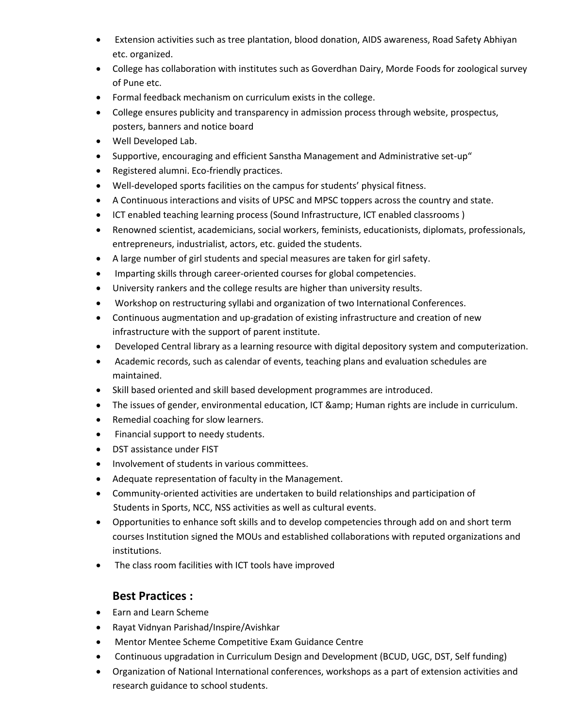- Extension activities such as tree plantation, blood donation, AIDS awareness, Road Safety Abhiyan etc. organized.
- College has collaboration with institutes such as Goverdhan Dairy, Morde Foods for zoological survey of Pune etc.
- Formal feedback mechanism on curriculum exists in the college.
- College ensures publicity and transparency in admission process through website, prospectus, posters, banners and notice board
- Well Developed Lab.
- Supportive, encouraging and efficient Sanstha Management and Administrative set-up"
- Registered alumni. Eco-friendly practices.
- Well-developed sports facilities on the campus for students' physical fitness.
- A Continuous interactions and visits of UPSC and MPSC toppers across the country and state.
- ICT enabled teaching learning process (Sound Infrastructure, ICT enabled classrooms )
- Renowned scientist, academicians, social workers, feminists, educationists, diplomats, professionals, entrepreneurs, industrialist, actors, etc. guided the students.
- A large number of girl students and special measures are taken for girl safety.
- Imparting skills through career-oriented courses for global competencies.
- University rankers and the college results are higher than university results.
- Workshop on restructuring syllabi and organization of two International Conferences.
- Continuous augmentation and up-gradation of existing infrastructure and creation of new infrastructure with the support of parent institute.
- Developed Central library as a learning resource with digital depository system and computerization.
- Academic records, such as calendar of events, teaching plans and evaluation schedules are maintained.
- Skill based oriented and skill based development programmes are introduced.
- The issues of gender, environmental education, ICT &amp; Human rights are include in curriculum.
- Remedial coaching for slow learners.
- Financial support to needy students.
- DST assistance under FIST
- Involvement of students in various committees.
- Adequate representation of faculty in the Management.
- Community-oriented activities are undertaken to build relationships and participation of Students in Sports, NCC, NSS activities as well as cultural events.
- Opportunities to enhance soft skills and to develop competencies through add on and short term courses Institution signed the MOUs and established collaborations with reputed organizations and institutions.
- The class room facilities with ICT tools have improved

## Best Practices :

- Earn and Learn Scheme
- Rayat Vidnyan Parishad/Inspire/Avishkar
- Mentor Mentee Scheme Competitive Exam Guidance Centre
- Continuous upgradation in Curriculum Design and Development (BCUD, UGC, DST, Self funding)
- Organization of National International conferences, workshops as a part of extension activities and research guidance to school students.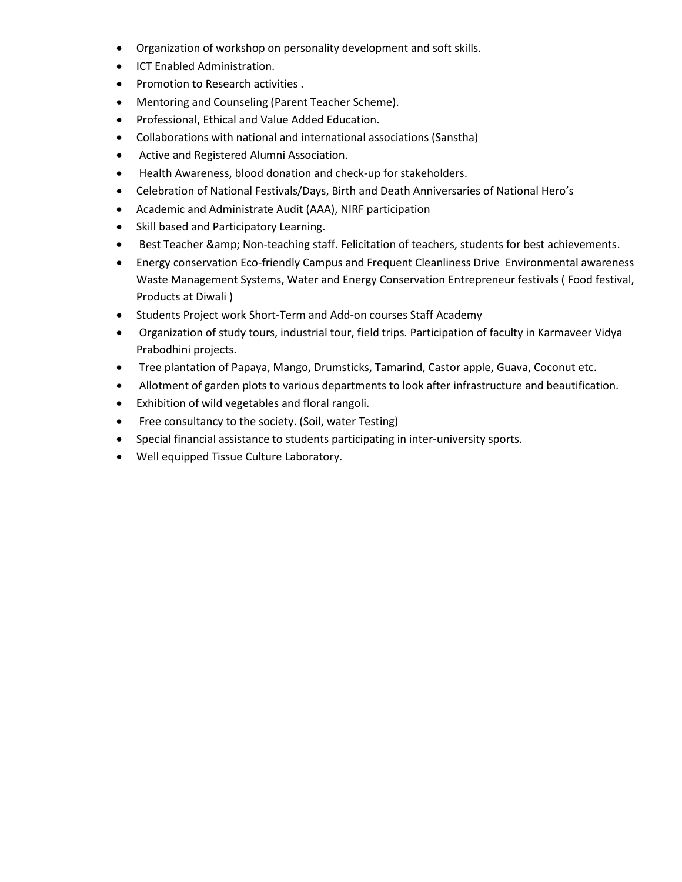- Organization of workshop on personality development and soft skills.
- ICT Enabled Administration.
- Promotion to Research activities .
- Mentoring and Counseling (Parent Teacher Scheme).
- Professional, Ethical and Value Added Education.
- Collaborations with national and international associations (Sanstha)
- Active and Registered Alumni Association.
- Health Awareness, blood donation and check-up for stakeholders.
- Celebration of National Festivals/Days, Birth and Death Anniversaries of National Hero's
- Academic and Administrate Audit (AAA), NIRF participation
- Skill based and Participatory Learning.
- Best Teacher &amp; Non-teaching staff. Felicitation of teachers, students for best achievements.
- Energy conservation Eco-friendly Campus and Frequent Cleanliness Drive Environmental awareness Waste Management Systems, Water and Energy Conservation Entrepreneur festivals ( Food festival, Products at Diwali )
- Students Project work Short-Term and Add-on courses Staff Academy
- Organization of study tours, industrial tour, field trips. Participation of faculty in Karmaveer Vidya Prabodhini projects.
- Tree plantation of Papaya, Mango, Drumsticks, Tamarind, Castor apple, Guava, Coconut etc.
- Allotment of garden plots to various departments to look after infrastructure and beautification.
- Exhibition of wild vegetables and floral rangoli.
- Free consultancy to the society. (Soil, water Testing)
- Special financial assistance to students participating in inter-university sports.
- Well equipped Tissue Culture Laboratory.